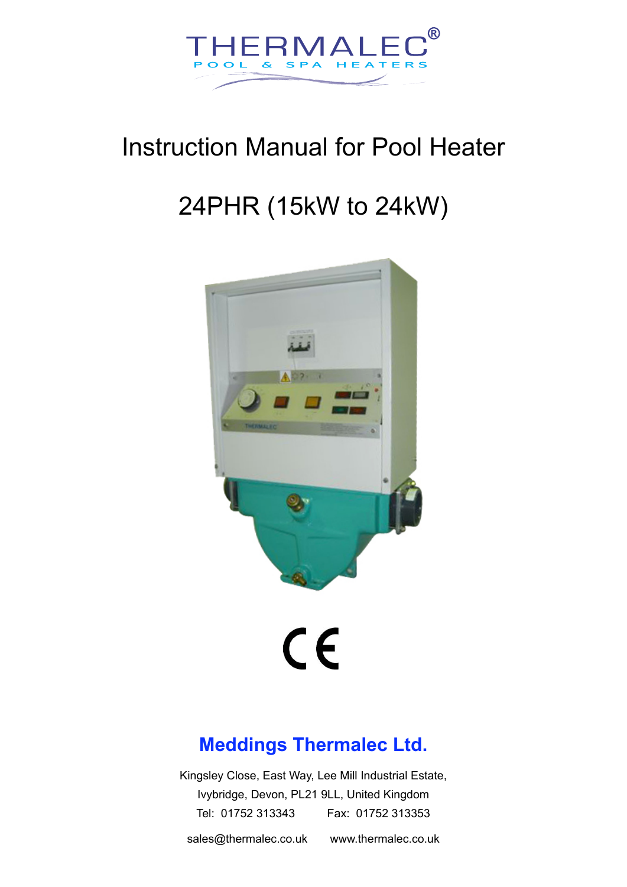# THERMALEC®

POOL & SPA HEATERS

# Instruction Manual for Pool Heater

# 24PHR (15kW to 24kW)

CE

## Meddings Thermalec Ltd.

Kingsley Close, East Way, Lee Mill Industrial Estate,
Ivybridge, Devon, PL21 9LL, United Kingdom
Tel: 01752 313343 Fax: 01752 313353

sales@thermalec.co.uk www.thermalec.co.uk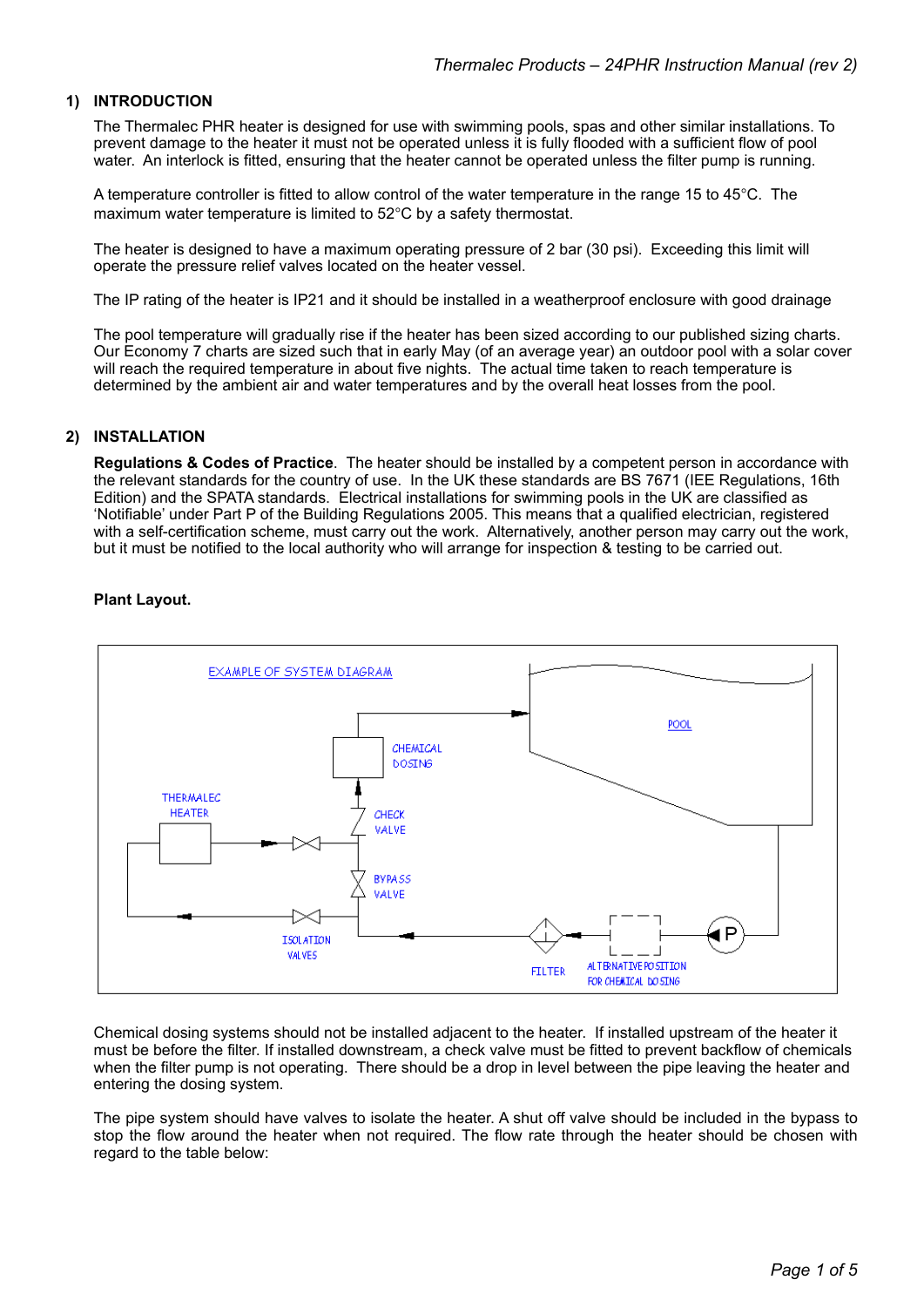## 1) INTRODUCTION

The Thermalec PHR heater is designed for use with swimming pools, spas and other similar installations. To prevent damage to the heater it must not be operated unless it is fully flooded with a sufficient flow of pool water. An interlock is fitted, ensuring that the heater cannot be operated unless the filter pump is running.

A temperature controller is fitted to allow control of the water temperature in the range 15 to 45°C. The maximum water temperature is limited to 52°C by a safety thermostat.

The heater is designed to have a maximum operating pressure of 2 bar (30 psi). Exceeding this limit will operate the pressure relief valves located on the heater vessel.

The IP rating of the heater is IP21 and it should be installed in a weatherproof enclosure with good drainage

The pool temperature will gradually rise if the heater has been sized according to our published sizing charts. Our Economy 7 charts are sized such that in early May (of an average year) an outdoor pool with a solar cover will reach the required temperature in about five nights. The actual time taken to reach temperature is determined by the ambient air and water temperatures and by the overall heat losses from the pool.

## 2) INSTALLATION

**Regulations & Codes of Practice**. The heater should be installed by a competent person in accordance with the relevant standards for the country of use. In the UK these standards are BS 7671 (IEE Regulations, 16th Edition) and the SPATA standards. Electrical installations for swimming pools in the UK are classified as 'Notifiable' under Part P of the Building Regulations 2005. This means that a qualified electrician, registered with a self-certification scheme, must carry out the work. Alternatively, another person may carry out the work, but it must be notified to the local authority who will arrange for inspection & testing to be carried out.

**Plant Layout.**

EXAMPLE OF SYSTEM DIAGRAM

POOL, CHEMICAL DOSING, THERMALEC HEATER, CHECK VALVE, BYPASS VALVE, ISOLATION VALVES, FILTER, ALTERNATIVE POSITION FOR CHEMICAL DOSING, P

Chemical dosing systems should not be installed adjacent to the heater. If installed upstream of the heater it must be before the filter. If installed downstream, a check valve must be fitted to prevent backflow of chemicals when the filter pump is not operating. There should be a drop in level between the pipe leaving the heater and entering the dosing system.

The pipe system should have valves to isolate the heater. A shut off valve should be included in the bypass to stop the flow around the heater when not required. The flow rate through the heater should be chosen with regard to the table below: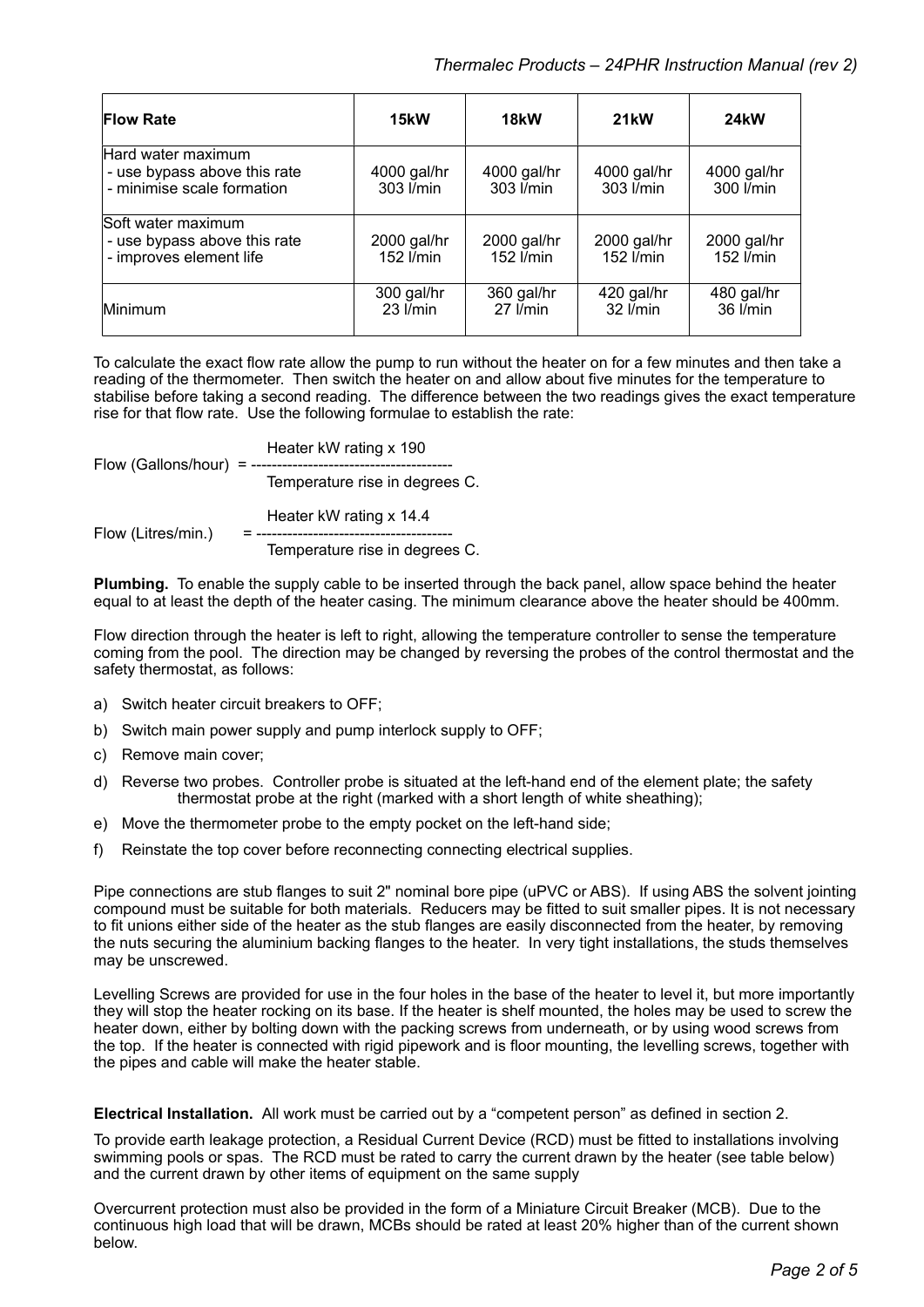| Flow Rate | 15kW | 18kW | 21kW | 24kW |
|---|---|---|---|---|
| Hard water maximum<br>- use bypass above this rate<br>- minimise scale formation | 4000 gal/hr<br>303 l/min | 4000 gal/hr<br>303 l/min | 4000 gal/hr<br>303 l/min | 4000 gal/hr<br>300 l/min |
| Soft water maximum<br>- use bypass above this rate<br>- improves element life | 2000 gal/hr<br>152 l/min | 2000 gal/hr<br>152 l/min | 2000 gal/hr<br>152 l/min | 2000 gal/hr<br>152 l/min |
| Minimum | 300 gal/hr<br>23 l/min | 360 gal/hr<br>27 l/min | 420 gal/hr<br>32 l/min | 480 gal/hr<br>36 l/min |

To calculate the exact flow rate allow the pump to run without the heater on for a few minutes and then take a reading of the thermometer. Then switch the heater on and allow about five minutes for the temperature to stabilise before taking a second reading. The difference between the two readings gives the exact temperature rise for that flow rate. Use the following formulae to establish the rate:

$$\text{Flow (Gallons/hour)} = \frac{\text{Heater kW rating} \times 190}{\text{Temperature rise in degrees C.}}$$

$$\text{Flow (Litres/min.)} = \frac{\text{Heater kW rating} \times 14.4}{\text{Temperature rise in degrees C.}}$$

**Plumbing.** To enable the supply cable to be inserted through the back panel, allow space behind the heater equal to at least the depth of the heater casing. The minimum clearance above the heater should be 400mm.

Flow direction through the heater is left to right, allowing the temperature controller to sense the temperature coming from the pool. The direction may be changed by reversing the probes of the control thermostat and the safety thermostat, as follows:

a) Switch heater circuit breakers to OFF;

b) Switch main power supply and pump interlock supply to OFF;

c) Remove main cover;

d) Reverse two probes. Controller probe is situated at the left-hand end of the element plate; the safety thermostat probe at the right (marked with a short length of white sheathing);

e) Move the thermometer probe to the empty pocket on the left-hand side;

f) Reinstate the top cover before reconnecting connecting electrical supplies.

Pipe connections are stub flanges to suit 2" nominal bore pipe (uPVC or ABS). If using ABS the solvent jointing compound must be suitable for both materials. Reducers may be fitted to suit smaller pipes. It is not necessary to fit unions either side of the heater as the stub flanges are easily disconnected from the heater, by removing the nuts securing the aluminium backing flanges to the heater. In very tight installations, the studs themselves may be unscrewed.

Levelling Screws are provided for use in the four holes in the base of the heater to level it, but more importantly they will stop the heater rocking on its base. If the heater is shelf mounted, the holes may be used to screw the heater down, either by bolting down with the packing screws from underneath, or by using wood screws from the top. If the heater is connected with rigid pipework and is floor mounting, the levelling screws, together with the pipes and cable will make the heater stable.

**Electrical Installation.** All work must be carried out by a "competent person" as defined in section 2.

To provide earth leakage protection, a Residual Current Device (RCD) must be fitted to installations involving swimming pools or spas. The RCD must be rated to carry the current drawn by the heater (see table below) and the current drawn by other items of equipment on the same supply

Overcurrent protection must also be provided in the form of a Miniature Circuit Breaker (MCB). Due to the continuous high load that will be drawn, MCBs should be rated at least 20% higher than of the current shown below.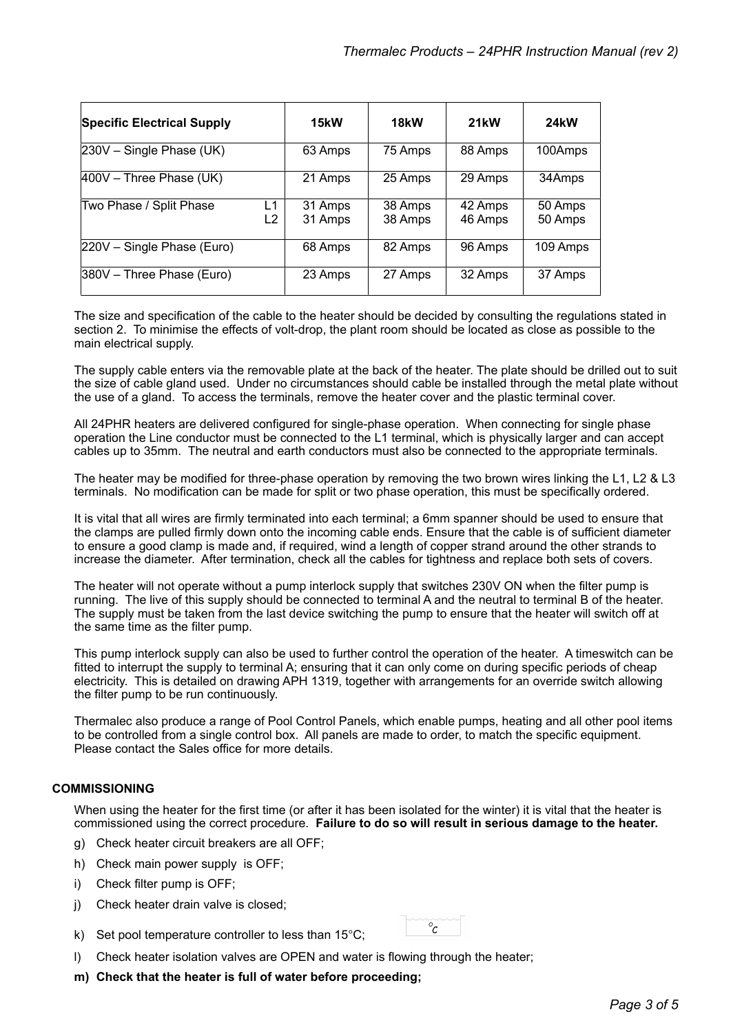| Specific Electrical Supply | | 15kW | 18kW | 21kW | 24kW |
|---|---|---|---|---|---|
| 230V – Single Phase (UK) | | 63 Amps | 75 Amps | 88 Amps | 100Amps |
| 400V – Three Phase (UK) | | 21 Amps | 25 Amps | 29 Amps | 34Amps |
| Two Phase / Split Phase | L1<br>L2 | 31 Amps<br>31 Amps | 38 Amps<br>38 Amps | 42 Amps<br>46 Amps | 50 Amps<br>50 Amps |
| 220V – Single Phase (Euro) | | 68 Amps | 82 Amps | 96 Amps | 109 Amps |
| 380V – Three Phase (Euro) | | 23 Amps | 27 Amps | 32 Amps | 37 Amps |

The size and specification of the cable to the heater should be decided by consulting the regulations stated in section 2. To minimise the effects of volt-drop, the plant room should be located as close as possible to the main electrical supply.

The supply cable enters via the removable plate at the back of the heater. The plate should be drilled out to suit the size of cable gland used. Under no circumstances should cable be installed through the metal plate without the use of a gland. To access the terminals, remove the heater cover and the plastic terminal cover.

All 24PHR heaters are delivered configured for single-phase operation. When connecting for single phase operation the Line conductor must be connected to the L1 terminal, which is physically larger and can accept cables up to 35mm. The neutral and earth conductors must also be connected to the appropriate terminals.

The heater may be modified for three-phase operation by removing the two brown wires linking the L1, L2 & L3 terminals. No modification can be made for split or two phase operation, this must be specifically ordered.

It is vital that all wires are firmly terminated into each terminal; a 6mm spanner should be used to ensure that the clamps are pulled firmly down onto the incoming cable ends. Ensure that the cable is of sufficient diameter to ensure a good clamp is made and, if required, wind a length of copper strand around the other strands to increase the diameter. After termination, check all the cables for tightness and replace both sets of covers.

The heater will not operate without a pump interlock supply that switches 230V ON when the filter pump is running. The live of this supply should be connected to terminal A and the neutral to terminal B of the heater. The supply must be taken from the last device switching the pump to ensure that the heater will switch off at the same time as the filter pump.

This pump interlock supply can also be used to further control the operation of the heater. A timeswitch can be fitted to interrupt the supply to terminal A; ensuring that it can only come on during specific periods of cheap electricity. This is detailed on drawing APH 1319, together with arrangements for an override switch allowing the filter pump to be run continuously.

Thermalec also produce a range of Pool Control Panels, which enable pumps, heating and all other pool items to be controlled from a single control box. All panels are made to order, to match the specific equipment. Please contact the Sales office for more details.

## COMMISSIONING

When using the heater for the first time (or after it has been isolated for the winter) it is vital that the heater is commissioned using the correct procedure. **Failure to do so will result in serious damage to the heater.**

g) Check heater circuit breakers are all OFF;

h) Check main power supply is OFF;

i) Check filter pump is OFF;

j) Check heater drain valve is closed;

k) Set pool temperature controller to less than 15°C;

l) Check heater isolation valves are OPEN and water is flowing through the heater;

**m) Check that the heater is full of water before proceeding;**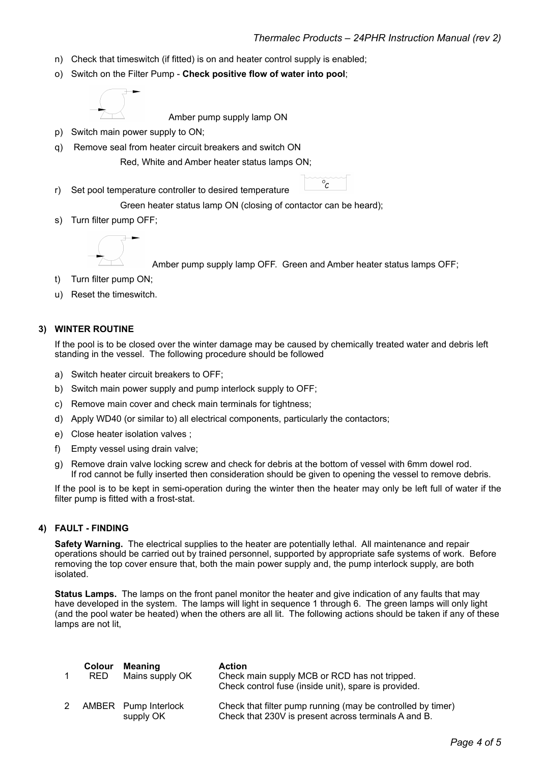n) Check that timeswitch (if fitted) is on and heater control supply is enabled;

o) Switch on the Filter Pump - **Check positive flow of water into pool**;

Amber pump supply lamp ON

p) Switch main power supply to ON;

q) Remove seal from heater circuit breakers and switch ON

Red, White and Amber heater status lamps ON;

r) Set pool temperature controller to desired temperature

°C

Green heater status lamp ON (closing of contactor can be heard);

s) Turn filter pump OFF;

Amber pump supply lamp OFF. Green and Amber heater status lamps OFF;

t) Turn filter pump ON;

u) Reset the timeswitch.

## 3) WINTER ROUTINE

If the pool is to be closed over the winter damage may be caused by chemically treated water and debris left standing in the vessel. The following procedure should be followed

a) Switch heater circuit breakers to OFF;

b) Switch main power supply and pump interlock supply to OFF;

c) Remove main cover and check main terminals for tightness;

d) Apply WD40 (or similar to) all electrical components, particularly the contactors;

e) Close heater isolation valves ;

f) Empty vessel using drain valve;

g) Remove drain valve locking screw and check for debris at the bottom of vessel with 6mm dowel rod. If rod cannot be fully inserted then consideration should be given to opening the vessel to remove debris.

If the pool is to be kept in semi-operation during the winter then the heater may only be left full of water if the filter pump is fitted with a frost-stat.

## 4) FAULT - FINDING

**Safety Warning.** The electrical supplies to the heater are potentially lethal. All maintenance and repair operations should be carried out by trained personnel, supported by appropriate safe systems of work. Before removing the top cover ensure that, both the main power supply and, the pump interlock supply, are both isolated.

**Status Lamps.** The lamps on the front panel monitor the heater and give indication of any faults that may have developed in the system. The lamps will light in sequence 1 through 6. The green lamps will only light (and the pool water be heated) when the others are all lit. The following actions should be taken if any of these lamps are not lit,

| | Colour | Meaning | Action |
|---|---|---|---|
| 1 | RED | Mains supply OK | Check main supply MCB or RCD has not tripped.<br>Check control fuse (inside unit), spare is provided. |
| 2 | AMBER | Pump Interlock supply OK | Check that filter pump running (may be controlled by timer)<br>Check that 230V is present across terminals A and B. |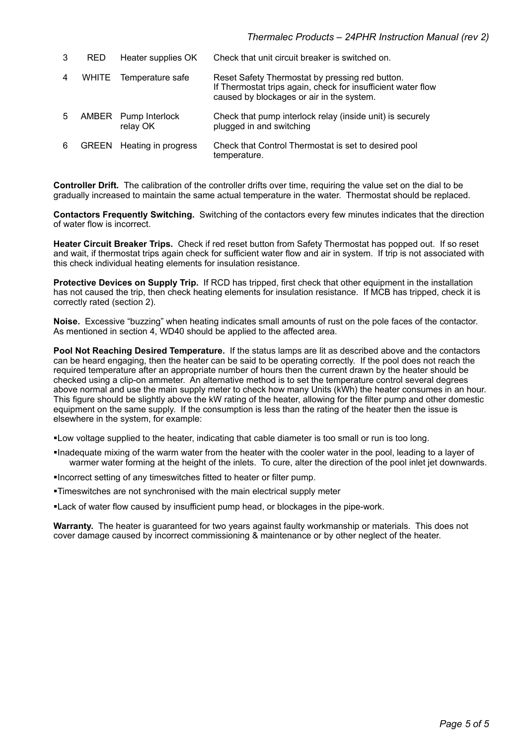| | | | |
|---|---|---|---|
| 3 | RED | Heater supplies OK | Check that unit circuit breaker is switched on. |
| 4 | WHITE | Temperature safe | Reset Safety Thermostat by pressing red button. If Thermostat trips again, check for insufficient water flow caused by blockages or air in the system. |
| 5 | AMBER | Pump Interlock relay OK | Check that pump interlock relay (inside unit) is securely plugged in and switching |
| 6 | GREEN | Heating in progress | Check that Control Thermostat is set to desired pool temperature. |

**Controller Drift.** The calibration of the controller drifts over time, requiring the value set on the dial to be gradually increased to maintain the same actual temperature in the water. Thermostat should be replaced.

**Contactors Frequently Switching.** Switching of the contactors every few minutes indicates that the direction of water flow is incorrect.

**Heater Circuit Breaker Trips.** Check if red reset button from Safety Thermostat has popped out. If so reset and wait, if thermostat trips again check for sufficient water flow and air in system. If trip is not associated with this check individual heating elements for insulation resistance.

**Protective Devices on Supply Trip.** If RCD has tripped, first check that other equipment in the installation has not caused the trip, then check heating elements for insulation resistance. If MCB has tripped, check it is correctly rated (section 2).

**Noise.** Excessive "buzzing" when heating indicates small amounts of rust on the pole faces of the contactor. As mentioned in section 4, WD40 should be applied to the affected area.

**Pool Not Reaching Desired Temperature.** If the status lamps are lit as described above and the contactors can be heard engaging, then the heater can be said to be operating correctly. If the pool does not reach the required temperature after an appropriate number of hours then the current drawn by the heater should be checked using a clip-on ammeter. An alternative method is to set the temperature control several degrees above normal and use the main supply meter to check how many Units (kWh) the heater consumes in an hour. This figure should be slightly above the kW rating of the heater, allowing for the filter pump and other domestic equipment on the same supply. If the consumption is less than the rating of the heater then the issue is elsewhere in the system, for example:

- Low voltage supplied to the heater, indicating that cable diameter is too small or run is too long.
- Inadequate mixing of the warm water from the heater with the cooler water in the pool, leading to a layer of warmer water forming at the height of the inlets. To cure, alter the direction of the pool inlet jet downwards.
- Incorrect setting of any timeswitches fitted to heater or filter pump.
- Timeswitches are not synchronised with the main electrical supply meter
- Lack of water flow caused by insufficient pump head, or blockages in the pipe-work.

**Warranty.** The heater is guaranteed for two years against faulty workmanship or materials. This does not cover damage caused by incorrect commissioning & maintenance or by other neglect of the heater.